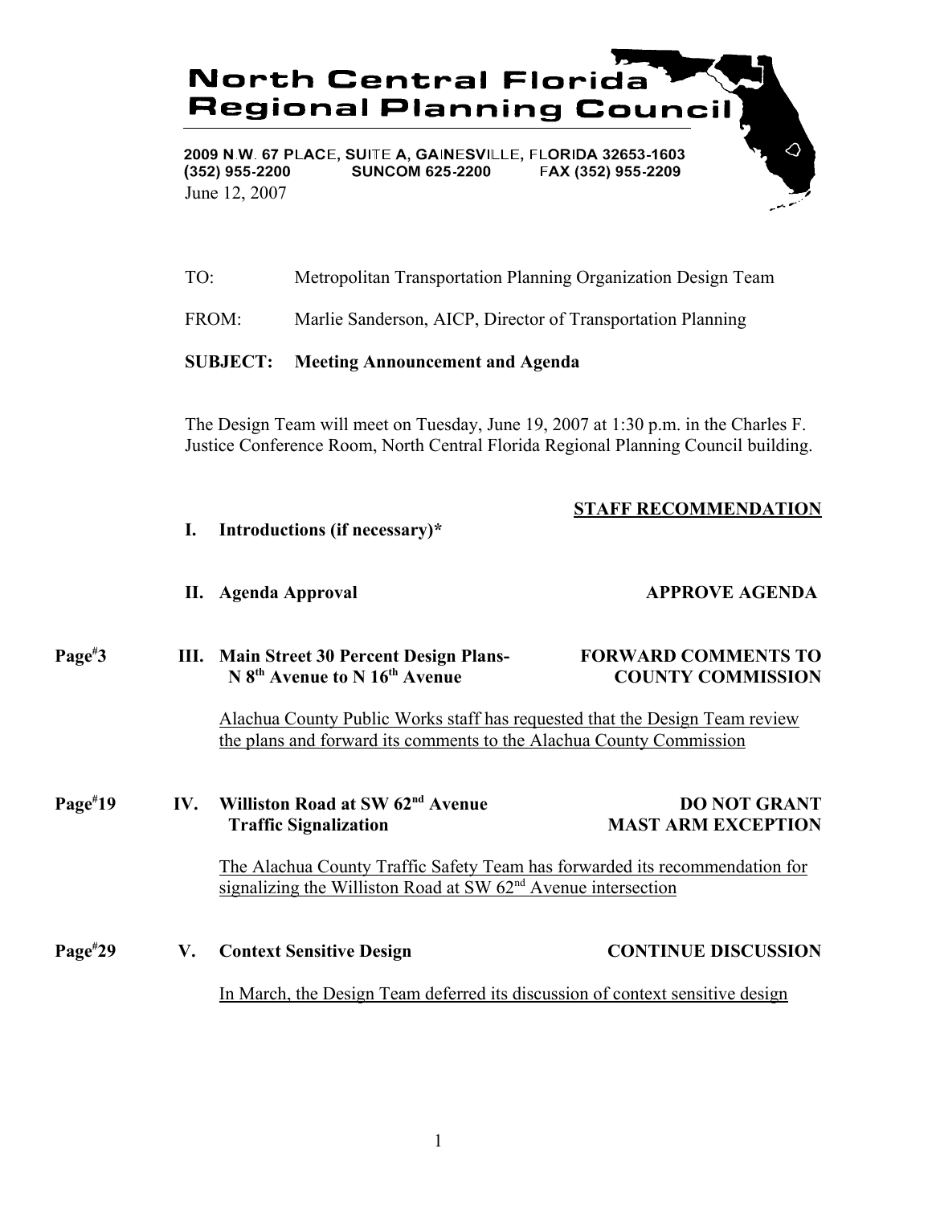# North Central Florida Regional Planning Council

2009 N.W. 67 PLACE, SUITE A, GAINESVILLE, FLORIDA 32653-1603
(352) 955-2200 SUNCOM 625-2200 FAX (352) 955-2209

June 12, 2007

TO: Metropolitan Transportation Planning Organization Design Team

FROM: Marlie Sanderson, AICP, Director of Transportation Planning

**SUBJECT: Meeting Announcement and Agenda**

The Design Team will meet on Tuesday, June 19, 2007 at 1:30 p.m. in the Charles F. Justice Conference Room, North Central Florida Regional Planning Council building.

| | | | **STAFF RECOMMENDATION** |
|---|---|---|---|
| | **I.** | **Introductions (if necessary)*** | |
| | **II.** | **Agenda Approval** | **APPROVE AGENDA** |
| **Page#3** | **III.** | **Main Street 30 Percent Design Plans- N 8th Avenue to N 16th Avenue** | **FORWARD COMMENTS TO COUNTY COMMISSION** |
| | | Alachua County Public Works staff has requested that the Design Team review the plans and forward its comments to the Alachua County Commission | |
| **Page#19** | **IV.** | **Williston Road at SW 62nd Avenue Traffic Signalization** | **DO NOT GRANT MAST ARM EXCEPTION** |
| | | The Alachua County Traffic Safety Team has forwarded its recommendation for signalizing the Williston Road at SW 62nd Avenue intersection | |
| **Page#29** | **V.** | **Context Sensitive Design** | **CONTINUE DISCUSSION** |
| | | In March, the Design Team deferred its discussion of context sensitive design | |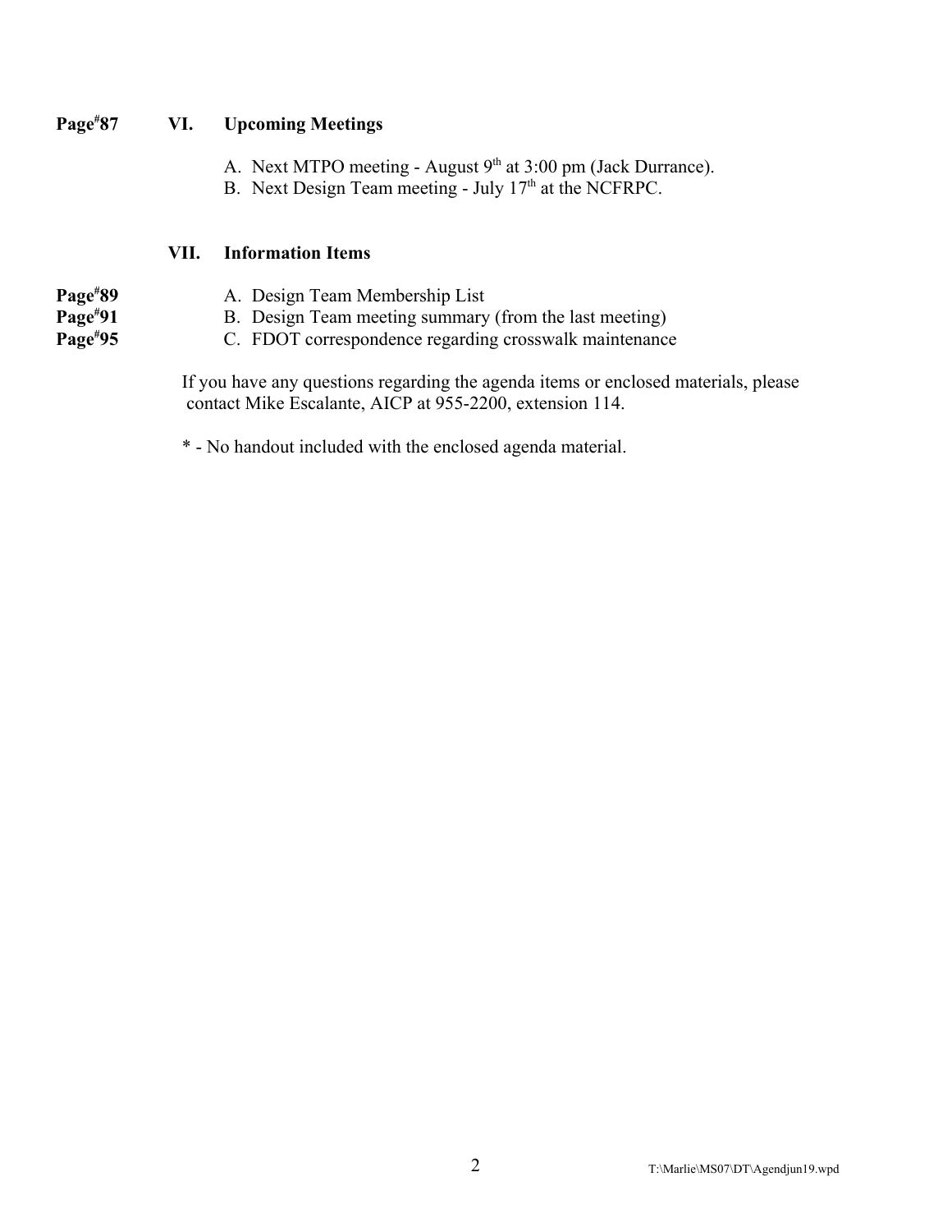**Page#87 VI. Upcoming Meetings**

A. Next MTPO meeting - August 9th at 3:00 pm (Jack Durrance).
B. Next Design Team meeting - July 17th at the NCFRPC.

**VII. Information Items**

**Page#89** A. Design Team Membership List
**Page#91** B. Design Team meeting summary (from the last meeting)
**Page#95** C. FDOT correspondence regarding crosswalk maintenance

If you have any questions regarding the agenda items or enclosed materials, please contact Mike Escalante, AICP at 955-2200, extension 114.

* - No handout included with the enclosed agenda material.

T:\Marlie\MS07\DT\Agendjun19.wpd